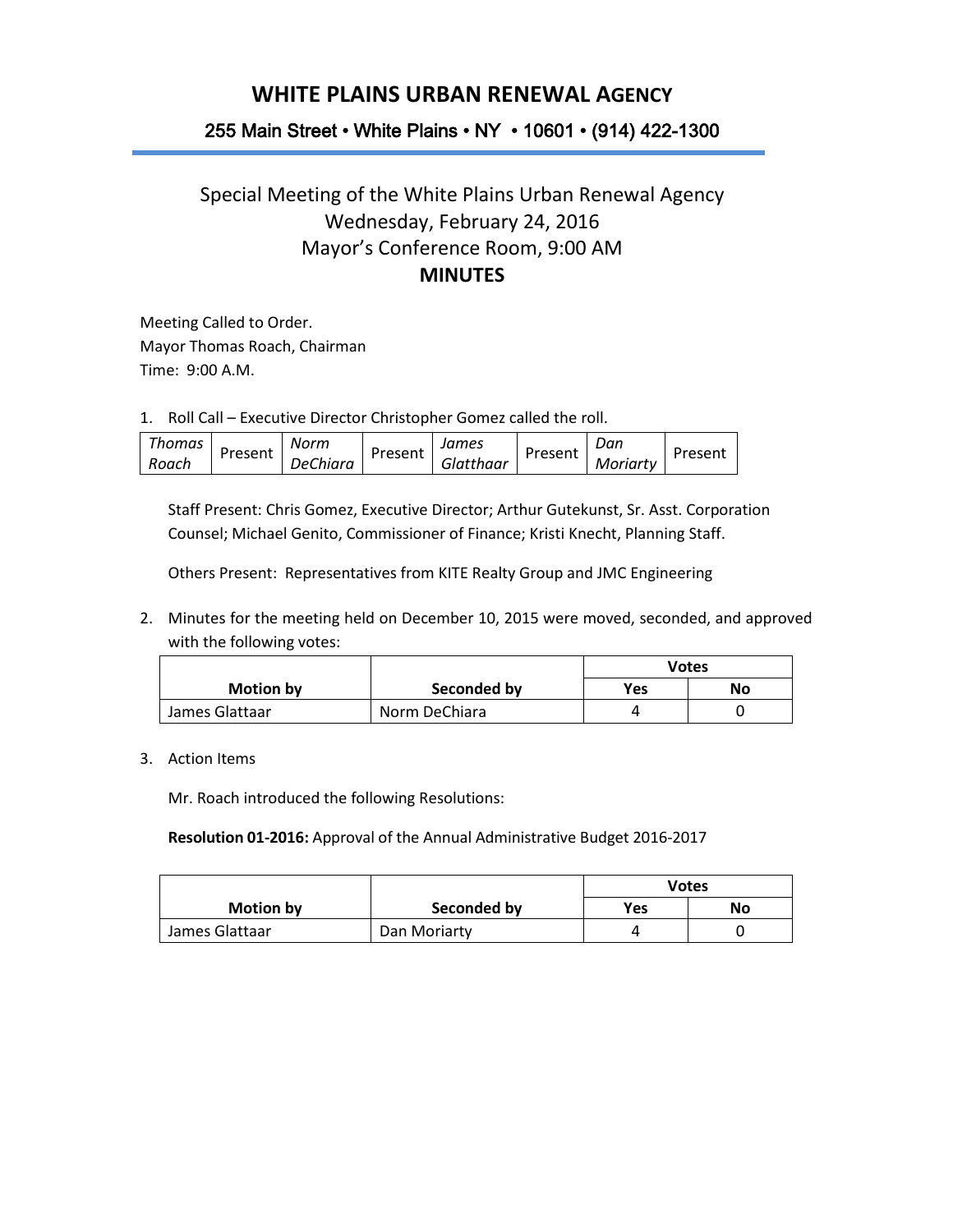# WHITE PLAINS URBAN RENEWAL AGENCY

**255 Main Street • White Plains • NY • 10601 • (914) 422-1300**

## Special Meeting of the White Plains Urban Renewal Agency
## Wednesday, February 24, 2016
## Mayor's Conference Room, 9:00 AM
## **MINUTES**

Meeting Called to Order.
Mayor Thomas Roach, Chairman
Time: 9:00 A.M.

1. Roll Call – Executive Director Christopher Gomez called the roll.

| *Thomas Roach* | Present | *Norm DeChiara* | Present | *James Glatthaar* | Present | *Dan Moriarty* | Present |
|---|---|---|---|---|---|---|---|

Staff Present: Chris Gomez, Executive Director; Arthur Gutekunst, Sr. Asst. Corporation Counsel; Michael Genito, Commissioner of Finance; Kristi Knecht, Planning Staff.

Others Present: Representatives from KITE Realty Group and JMC Engineering

2. Minutes for the meeting held on December 10, 2015 were moved, seconded, and approved with the following votes:

| Motion by | Seconded by | Votes | |
|---|---|---|---|
| | | **Yes** | **No** |
| James Glattaar | Norm DeChiara | 4 | 0 |

3. Action Items

Mr. Roach introduced the following Resolutions:

**Resolution 01-2016:** Approval of the Annual Administrative Budget 2016-2017

| Motion by | Seconded by | Votes | |
|---|---|---|---|
| | | **Yes** | **No** |
| James Glattaar | Dan Moriarty | 4 | 0 |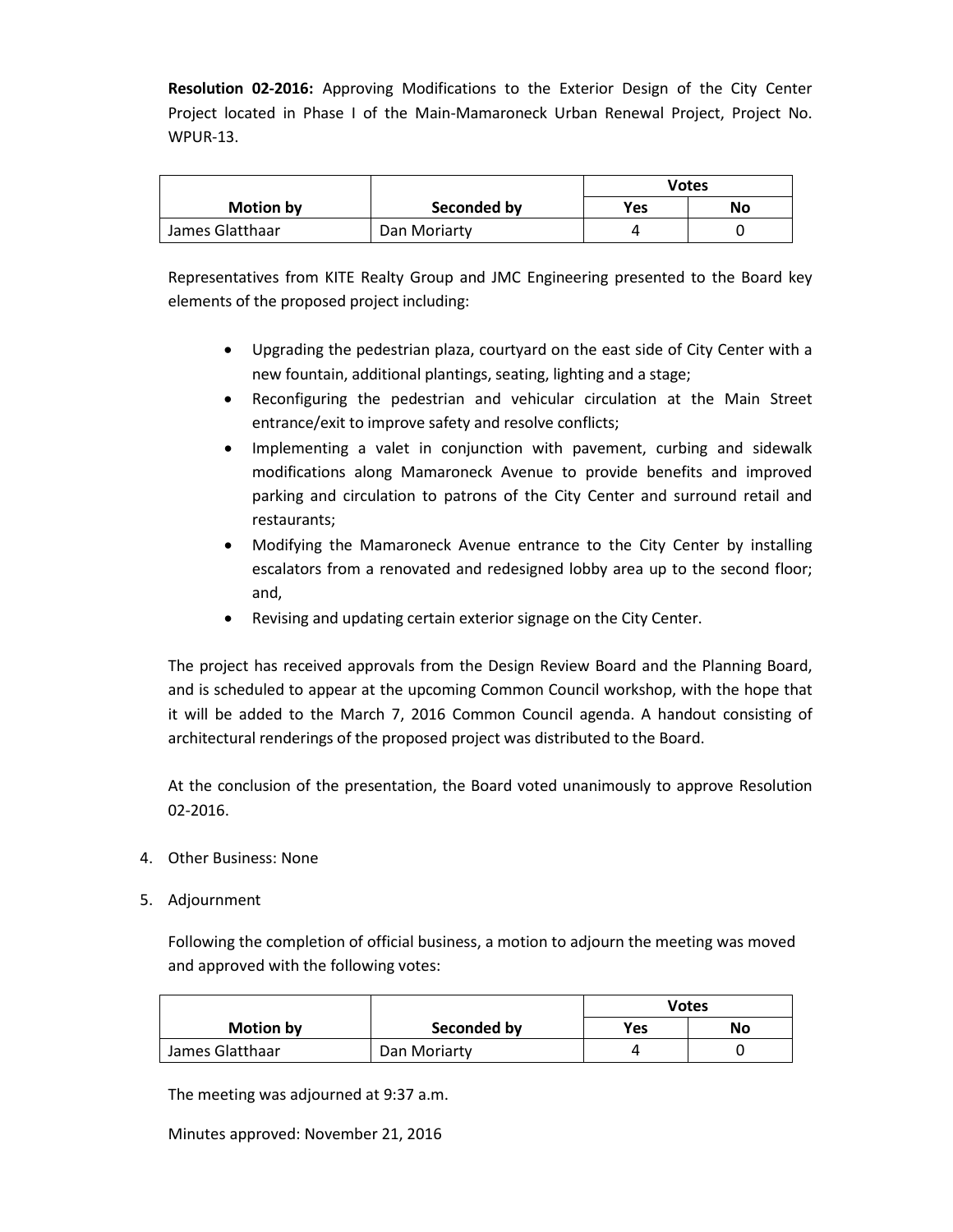**Resolution 02-2016:** Approving Modifications to the Exterior Design of the City Center Project located in Phase I of the Main-Mamaroneck Urban Renewal Project, Project No. WPUR-13.

| | | Votes | |
|---|---|---|---|
| **Motion by** | **Seconded by** | **Yes** | **No** |
| James Glatthaar | Dan Moriarty | 4 | 0 |

Representatives from KITE Realty Group and JMC Engineering presented to the Board key elements of the proposed project including:

- Upgrading the pedestrian plaza, courtyard on the east side of City Center with a new fountain, additional plantings, seating, lighting and a stage;
- Reconfiguring the pedestrian and vehicular circulation at the Main Street entrance/exit to improve safety and resolve conflicts;
- Implementing a valet in conjunction with pavement, curbing and sidewalk modifications along Mamaroneck Avenue to provide benefits and improved parking and circulation to patrons of the City Center and surround retail and restaurants;
- Modifying the Mamaroneck Avenue entrance to the City Center by installing escalators from a renovated and redesigned lobby area up to the second floor; and,
- Revising and updating certain exterior signage on the City Center.

The project has received approvals from the Design Review Board and the Planning Board, and is scheduled to appear at the upcoming Common Council workshop, with the hope that it will be added to the March 7, 2016 Common Council agenda. A handout consisting of architectural renderings of the proposed project was distributed to the Board.

At the conclusion of the presentation, the Board voted unanimously to approve Resolution 02-2016.

4. Other Business: None

5. Adjournment

   Following the completion of official business, a motion to adjourn the meeting was moved and approved with the following votes:

| | | Votes | |
|---|---|---|---|
| **Motion by** | **Seconded by** | **Yes** | **No** |
| James Glatthaar | Dan Moriarty | 4 | 0 |

The meeting was adjourned at 9:37 a.m.

Minutes approved: November 21, 2016